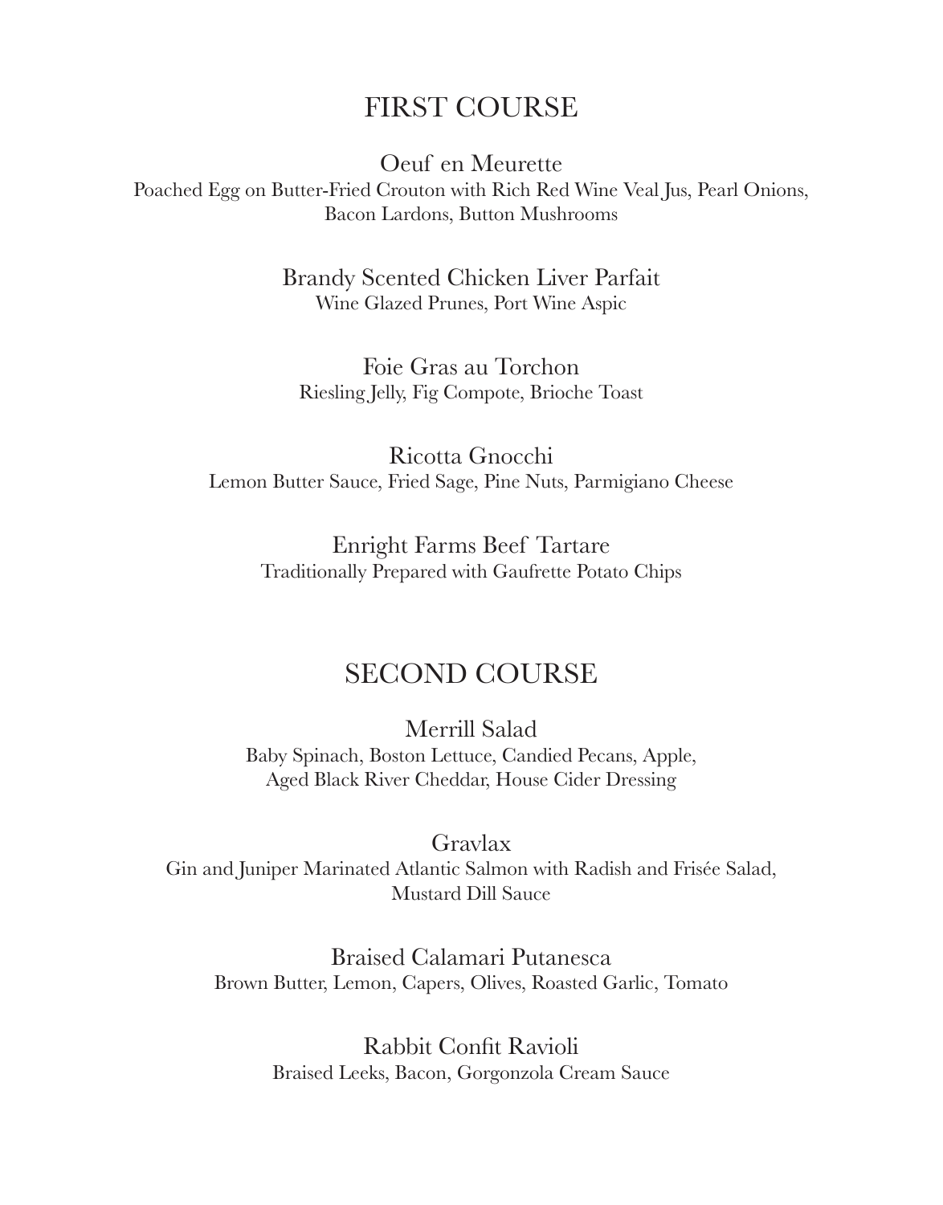# FIRST COURSE

Oeuf en Meurette
Poached Egg on Butter-Fried Crouton with Rich Red Wine Veal Jus, Pearl Onions, Bacon Lardons, Button Mushrooms

Brandy Scented Chicken Liver Parfait
Wine Glazed Prunes, Port Wine Aspic

Foie Gras au Torchon
Riesling Jelly, Fig Compote, Brioche Toast

Ricotta Gnocchi
Lemon Butter Sauce, Fried Sage, Pine Nuts, Parmigiano Cheese

Enright Farms Beef Tartare
Traditionally Prepared with Gaufrette Potato Chips

# SECOND COURSE

Merrill Salad
Baby Spinach, Boston Lettuce, Candied Pecans, Apple, Aged Black River Cheddar, House Cider Dressing

Gravlax
Gin and Juniper Marinated Atlantic Salmon with Radish and Frisée Salad, Mustard Dill Sauce

Braised Calamari Putanesca
Brown Butter, Lemon, Capers, Olives, Roasted Garlic, Tomato

Rabbit Confit Ravioli
Braised Leeks, Bacon, Gorgonzola Cream Sauce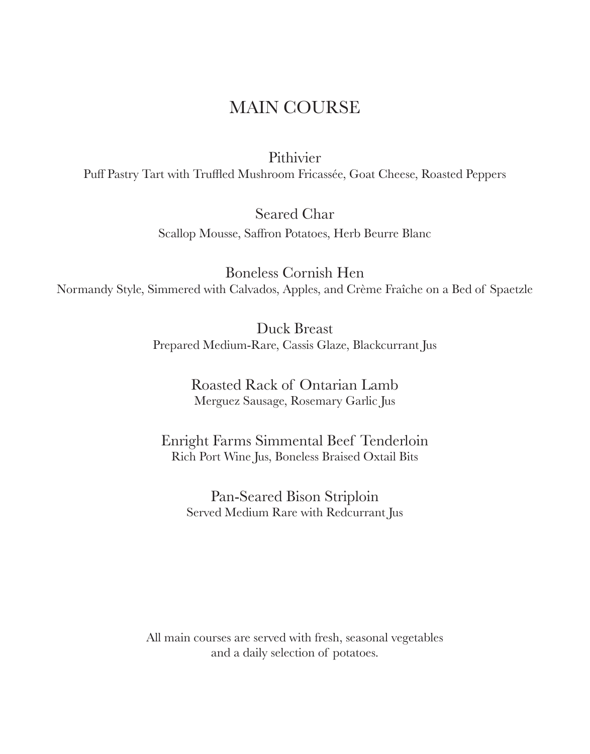# MAIN COURSE

**Pithivier**
Puff Pastry Tart with Truffled Mushroom Fricassée, Goat Cheese, Roasted Peppers

**Seared Char**
Scallop Mousse, Saffron Potatoes, Herb Beurre Blanc

**Boneless Cornish Hen**
Normandy Style, Simmered with Calvados, Apples, and Crème Fraîche on a Bed of Spaetzle

**Duck Breast**
Prepared Medium-Rare, Cassis Glaze, Blackcurrant Jus

**Roasted Rack of Ontarian Lamb**
Merguez Sausage, Rosemary Garlic Jus

**Enright Farms Simmental Beef Tenderloin**
Rich Port Wine Jus, Boneless Braised Oxtail Bits

**Pan-Seared Bison Striploin**
Served Medium Rare with Redcurrant Jus

All main courses are served with fresh, seasonal vegetables and a daily selection of potatoes.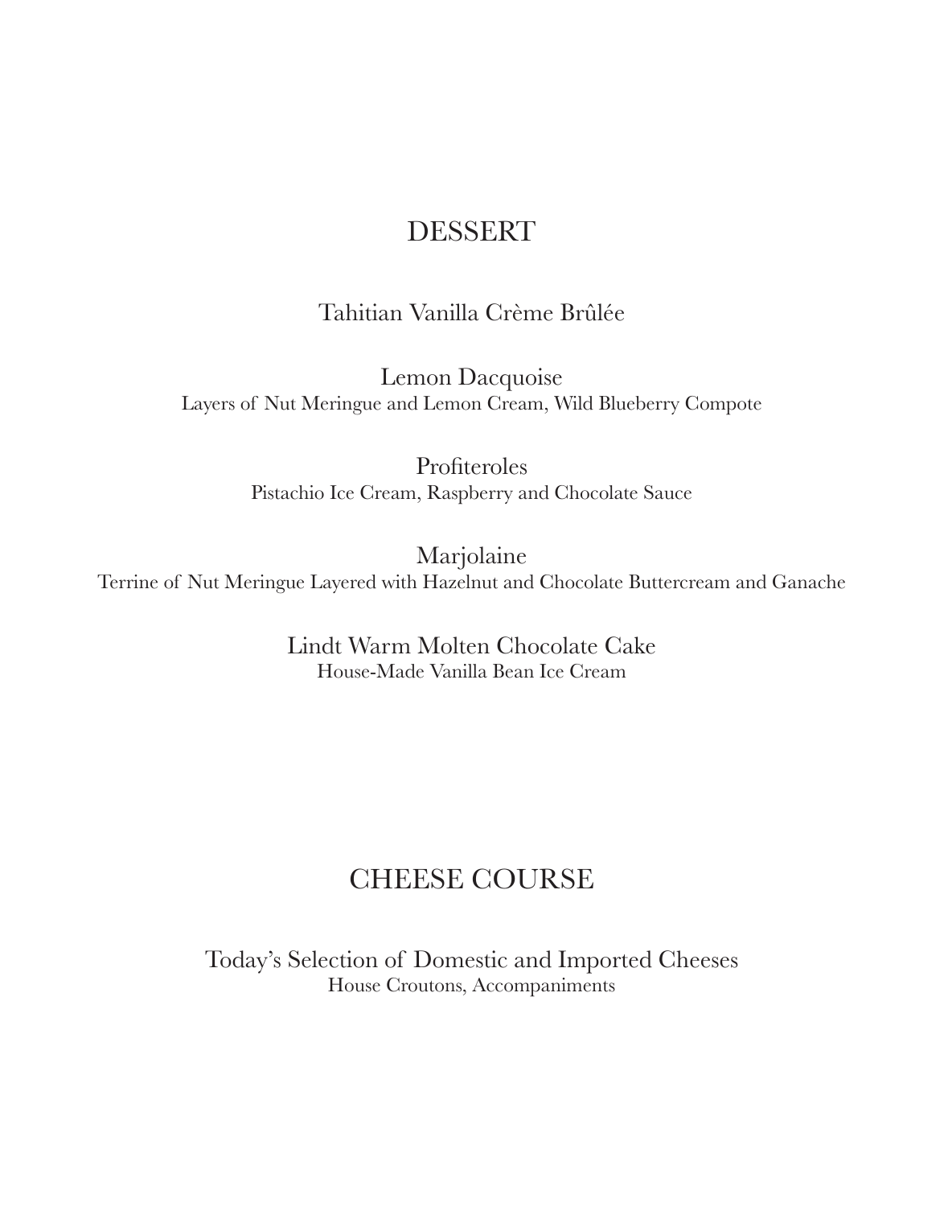## DESSERT

Tahitian Vanilla Crème Brûlée

Lemon Dacquoise
Layers of Nut Meringue and Lemon Cream, Wild Blueberry Compote

Profiteroles
Pistachio Ice Cream, Raspberry and Chocolate Sauce

Marjolaine
Terrine of Nut Meringue Layered with Hazelnut and Chocolate Buttercream and Ganache

Lindt Warm Molten Chocolate Cake
House-Made Vanilla Bean Ice Cream

## CHEESE COURSE

Today's Selection of Domestic and Imported Cheeses
House Croutons, Accompaniments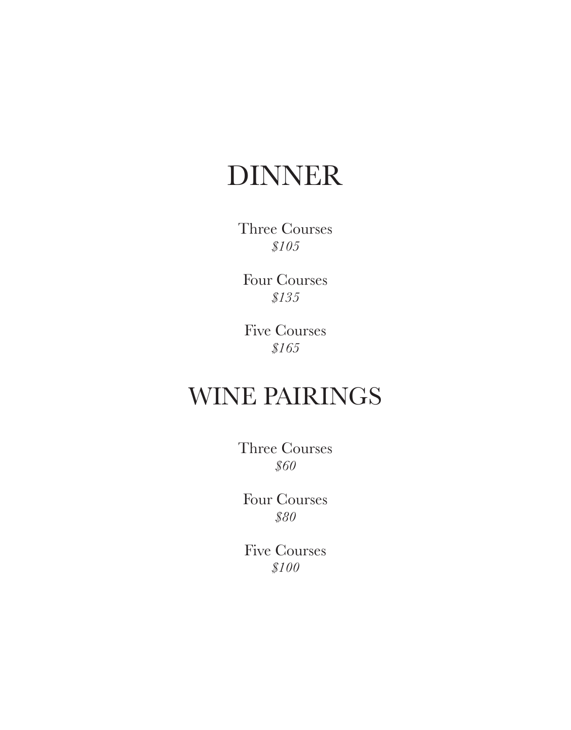# DINNER

Three Courses
*$105*

Four Courses
*$135*

Five Courses
*$165*

# WINE PAIRINGS

Three Courses
*$60*

Four Courses
*$80*

Five Courses
*$100*